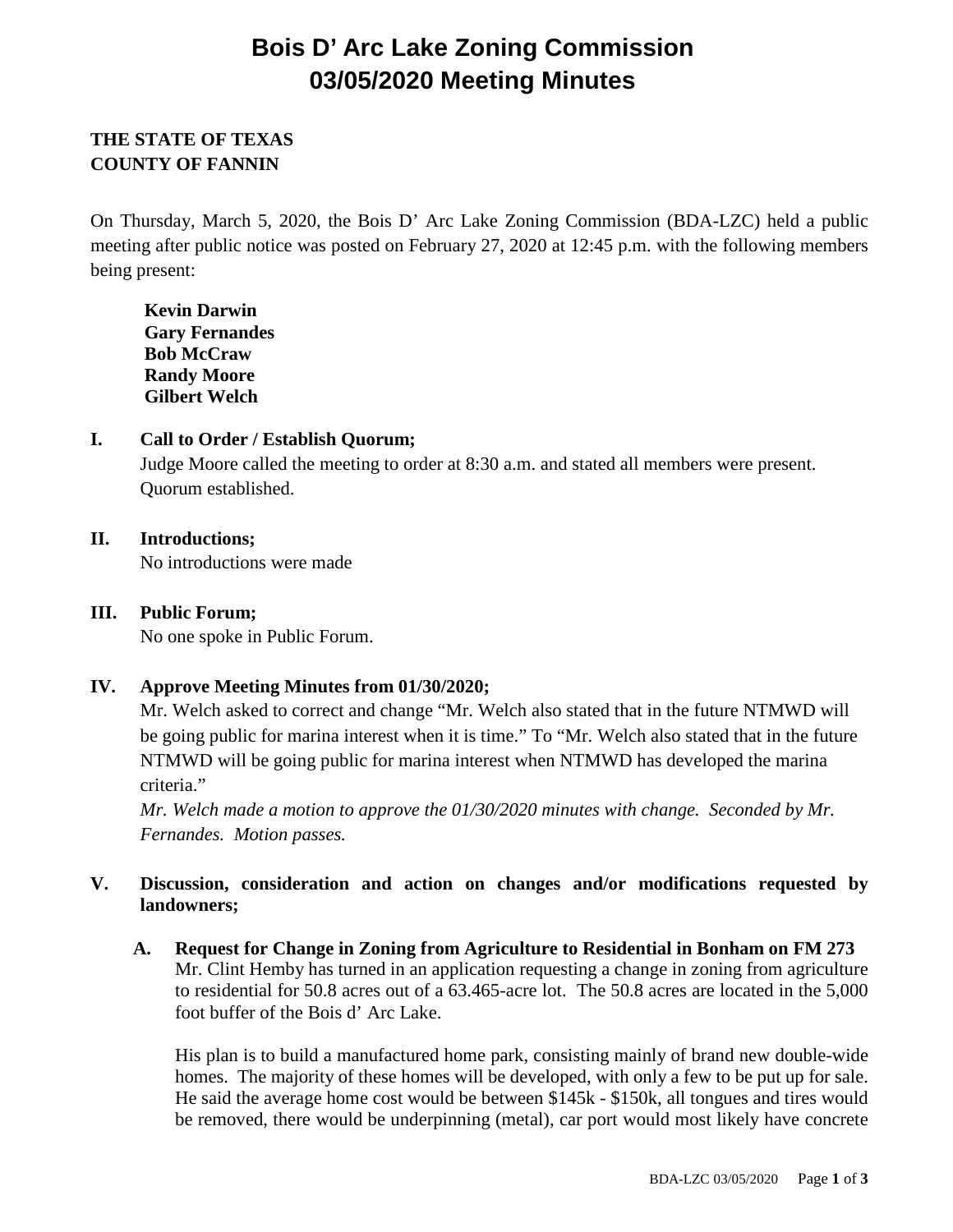# Bois D' Arc Lake Zoning Commission
# 03/05/2020 Meeting Minutes

**THE STATE OF TEXAS**
**COUNTY OF FANNIN**

On Thursday, March 5, 2020, the Bois D' Arc Lake Zoning Commission (BDA-LZC) held a public meeting after public notice was posted on February 27, 2020 at 12:45 p.m. with the following members being present:

**Kevin Darwin**
**Gary Fernandes**
**Bob McCraw**
**Randy Moore**
**Gilbert Welch**

## I. Call to Order / Establish Quorum;

Judge Moore called the meeting to order at 8:30 a.m. and stated all members were present. Quorum established.

## II. Introductions;

No introductions were made

## III. Public Forum;

No one spoke in Public Forum.

## IV. Approve Meeting Minutes from 01/30/2020;

Mr. Welch asked to correct and change "Mr. Welch also stated that in the future NTMWD will be going public for marina interest when it is time." To "Mr. Welch also stated that in the future NTMWD will be going public for marina interest when NTMWD has developed the marina criteria."

*Mr. Welch made a motion to approve the 01/30/2020 minutes with change. Seconded by Mr. Fernandes. Motion passes.*

## V. Discussion, consideration and action on changes and/or modifications requested by landowners;

### A. Request for Change in Zoning from Agriculture to Residential in Bonham on FM 273

Mr. Clint Hemby has turned in an application requesting a change in zoning from agriculture to residential for 50.8 acres out of a 63.465-acre lot. The 50.8 acres are located in the 5,000 foot buffer of the Bois d' Arc Lake.

His plan is to build a manufactured home park, consisting mainly of brand new double-wide homes. The majority of these homes will be developed, with only a few to be put up for sale. He said the average home cost would be between \$145k - \$150k, all tongues and tires would be removed, there would be underpinning (metal), car port would most likely have concrete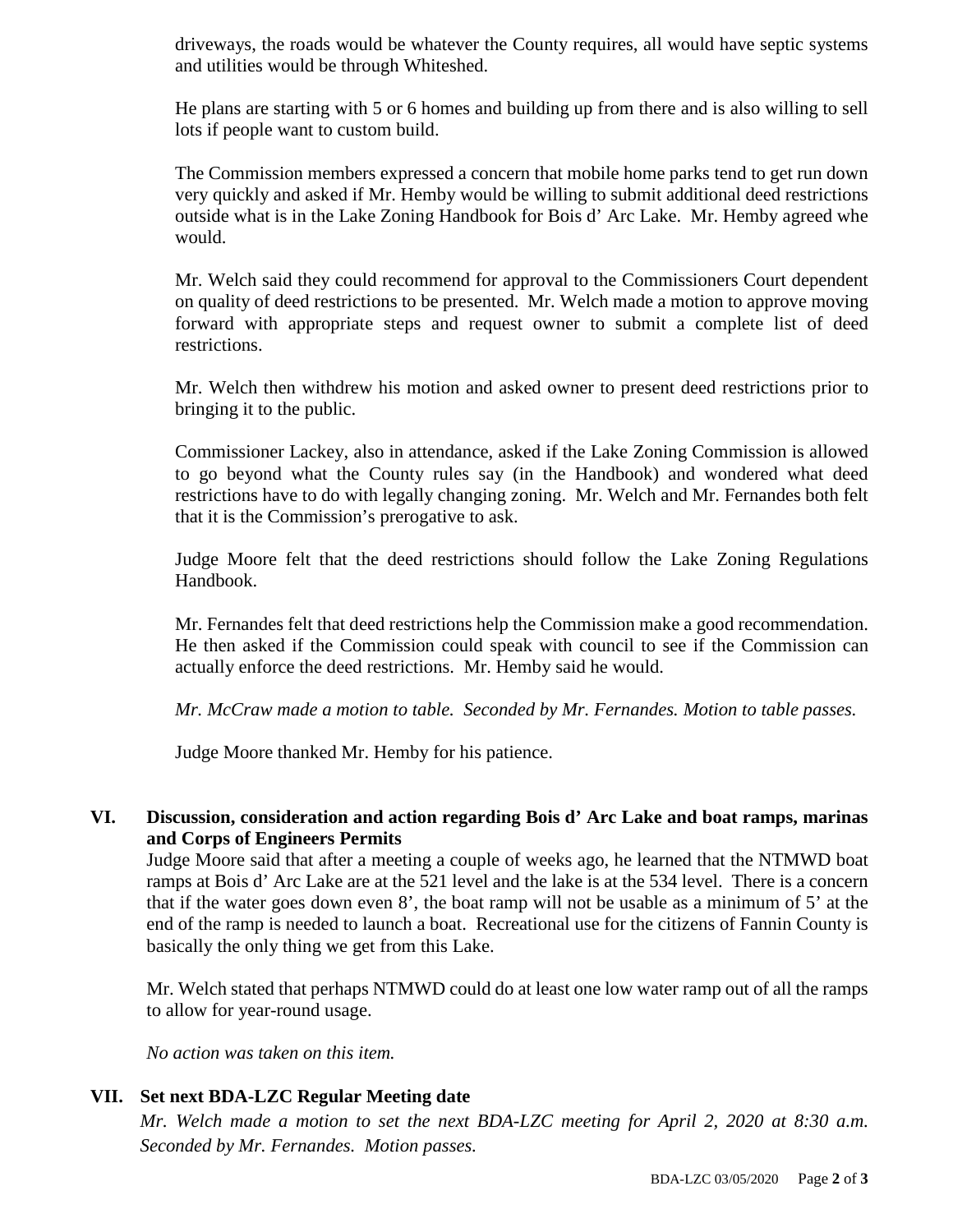driveways, the roads would be whatever the County requires, all would have septic systems and utilities would be through Whiteshed.

He plans are starting with 5 or 6 homes and building up from there and is also willing to sell lots if people want to custom build.

The Commission members expressed a concern that mobile home parks tend to get run down very quickly and asked if Mr. Hemby would be willing to submit additional deed restrictions outside what is in the Lake Zoning Handbook for Bois d' Arc Lake. Mr. Hemby agreed whe would.

Mr. Welch said they could recommend for approval to the Commissioners Court dependent on quality of deed restrictions to be presented. Mr. Welch made a motion to approve moving forward with appropriate steps and request owner to submit a complete list of deed restrictions.

Mr. Welch then withdrew his motion and asked owner to present deed restrictions prior to bringing it to the public.

Commissioner Lackey, also in attendance, asked if the Lake Zoning Commission is allowed to go beyond what the County rules say (in the Handbook) and wondered what deed restrictions have to do with legally changing zoning. Mr. Welch and Mr. Fernandes both felt that it is the Commission's prerogative to ask.

Judge Moore felt that the deed restrictions should follow the Lake Zoning Regulations Handbook.

Mr. Fernandes felt that deed restrictions help the Commission make a good recommendation. He then asked if the Commission could speak with council to see if the Commission can actually enforce the deed restrictions. Mr. Hemby said he would.

*Mr. McCraw made a motion to table. Seconded by Mr. Fernandes. Motion to table passes.*

Judge Moore thanked Mr. Hemby for his patience.

## VI. Discussion, consideration and action regarding Bois d' Arc Lake and boat ramps, marinas and Corps of Engineers Permits

Judge Moore said that after a meeting a couple of weeks ago, he learned that the NTMWD boat ramps at Bois d' Arc Lake are at the 521 level and the lake is at the 534 level. There is a concern that if the water goes down even 8', the boat ramp will not be usable as a minimum of 5' at the end of the ramp is needed to launch a boat. Recreational use for the citizens of Fannin County is basically the only thing we get from this Lake.

Mr. Welch stated that perhaps NTMWD could do at least one low water ramp out of all the ramps to allow for year-round usage.

*No action was taken on this item.*

## VII. Set next BDA-LZC Regular Meeting date

*Mr. Welch made a motion to set the next BDA-LZC meeting for April 2, 2020 at 8:30 a.m. Seconded by Mr. Fernandes. Motion passes.*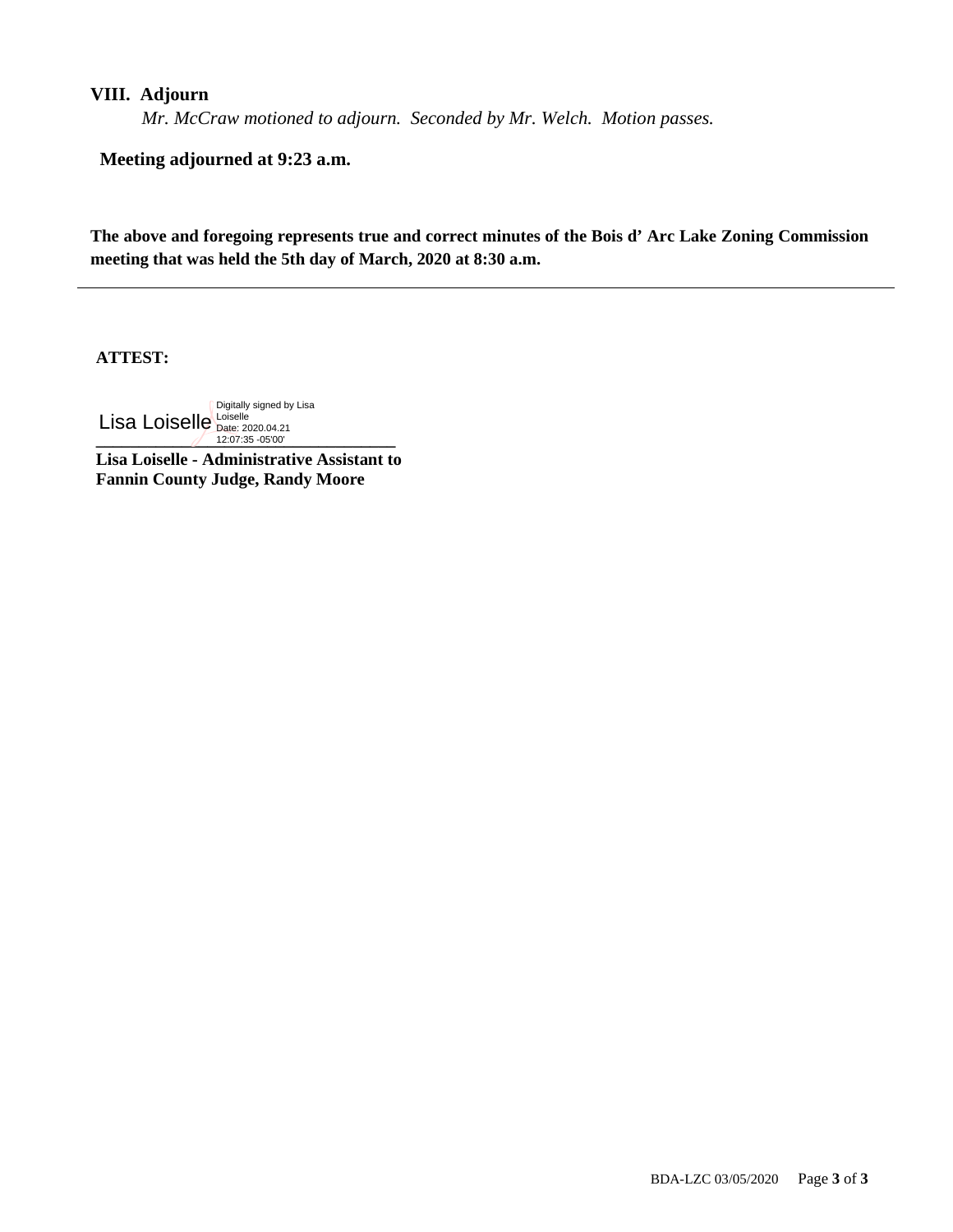## VIII. Adjourn

*Mr. McCraw motioned to adjourn. Seconded by Mr. Welch. Motion passes.*

**Meeting adjourned at 9:23 a.m.**

**The above and foregoing represents true and correct minutes of the Bois d' Arc Lake Zoning Commission meeting that was held the 5th day of March, 2020 at 8:30 a.m.**

---

**ATTEST:**

Lisa Loiselle Digitally signed by Lisa Loiselle Date: 2020.04.21 12:07:35 -05'00'

**Lisa Loiselle - Administrative Assistant to Fannin County Judge, Randy Moore**